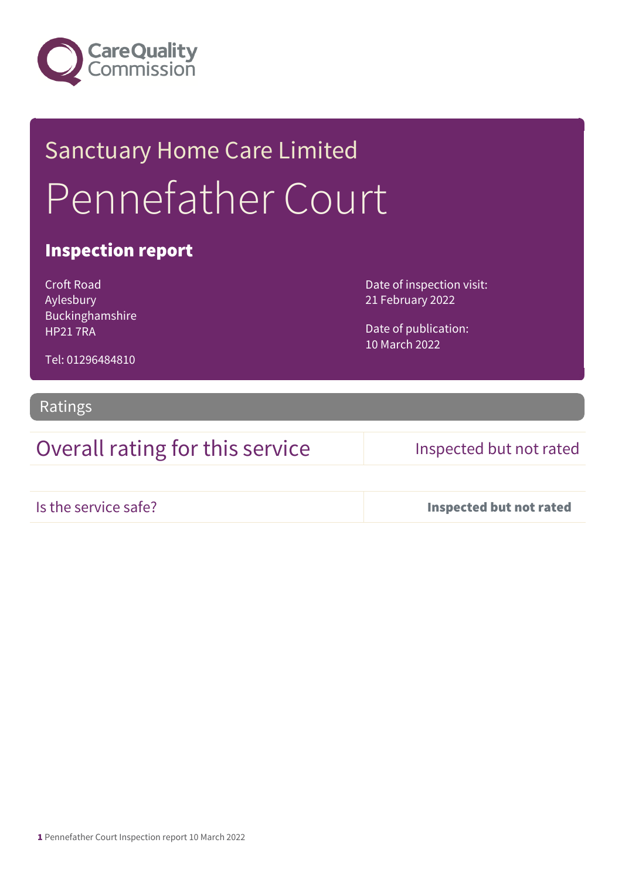Care Quality Commission

# Sanctuary Home Care Limited

# Pennefather Court

## Inspection report

Croft Road
Aylesbury
Buckinghamshire
HP21 7RA

Tel: 01296484810

Date of inspection visit:
21 February 2022

Date of publication:
10 March 2022

## Ratings

| Overall rating for this service | Inspected but not rated |
|---|---|
| Is the service safe? | **Inspected but not rated** |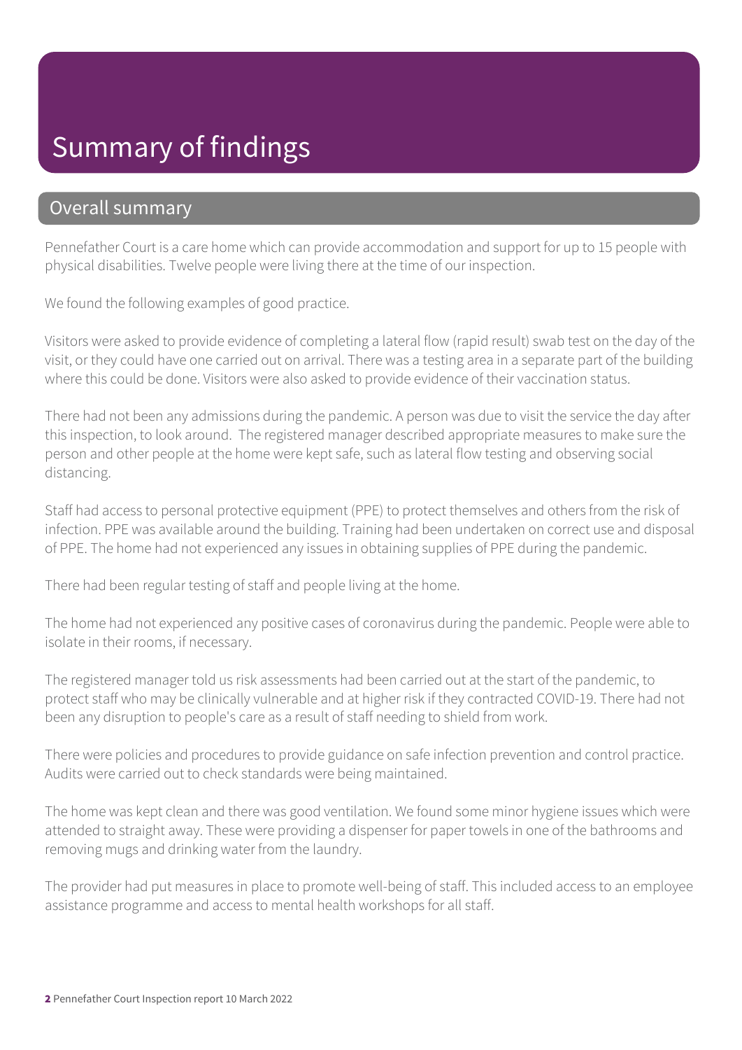# Summary of findings

## Overall summary

Pennefather Court is a care home which can provide accommodation and support for up to 15 people with physical disabilities. Twelve people were living there at the time of our inspection.

We found the following examples of good practice.

Visitors were asked to provide evidence of completing a lateral flow (rapid result) swab test on the day of the visit, or they could have one carried out on arrival. There was a testing area in a separate part of the building where this could be done. Visitors were also asked to provide evidence of their vaccination status.

There had not been any admissions during the pandemic. A person was due to visit the service the day after this inspection, to look around. The registered manager described appropriate measures to make sure the person and other people at the home were kept safe, such as lateral flow testing and observing social distancing.

Staff had access to personal protective equipment (PPE) to protect themselves and others from the risk of infection. PPE was available around the building. Training had been undertaken on correct use and disposal of PPE. The home had not experienced any issues in obtaining supplies of PPE during the pandemic.

There had been regular testing of staff and people living at the home.

The home had not experienced any positive cases of coronavirus during the pandemic. People were able to isolate in their rooms, if necessary.

The registered manager told us risk assessments had been carried out at the start of the pandemic, to protect staff who may be clinically vulnerable and at higher risk if they contracted COVID-19. There had not been any disruption to people's care as a result of staff needing to shield from work.

There were policies and procedures to provide guidance on safe infection prevention and control practice. Audits were carried out to check standards were being maintained.

The home was kept clean and there was good ventilation. We found some minor hygiene issues which were attended to straight away. These were providing a dispenser for paper towels in one of the bathrooms and removing mugs and drinking water from the laundry.

The provider had put measures in place to promote well-being of staff. This included access to an employee assistance programme and access to mental health workshops for all staff.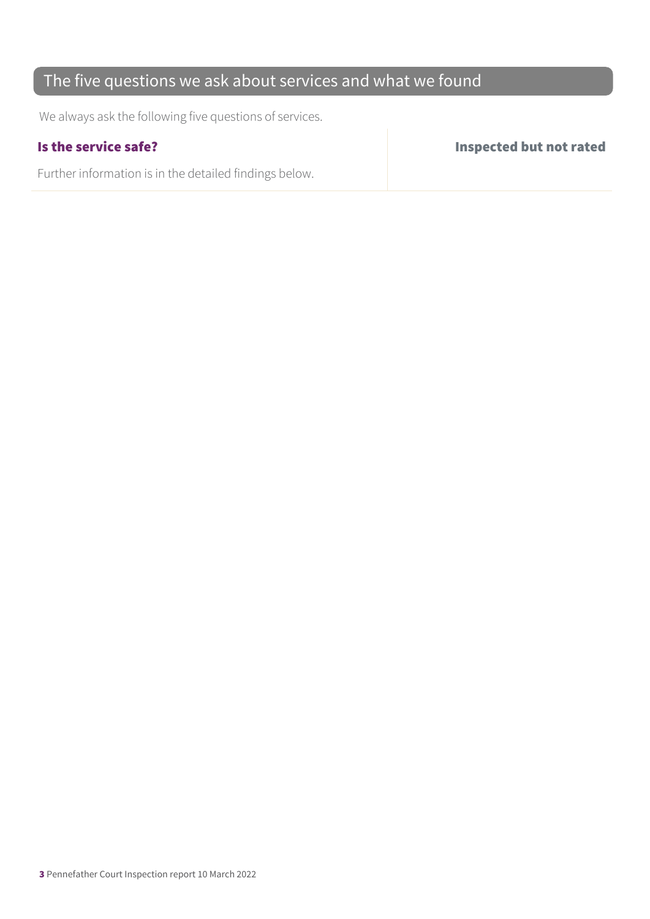## The five questions we ask about services and what we found

We always ask the following five questions of services.

| **Is the service safe?** | **Inspected but not rated** |
| --- | --- |
| Further information is in the detailed findings below. | |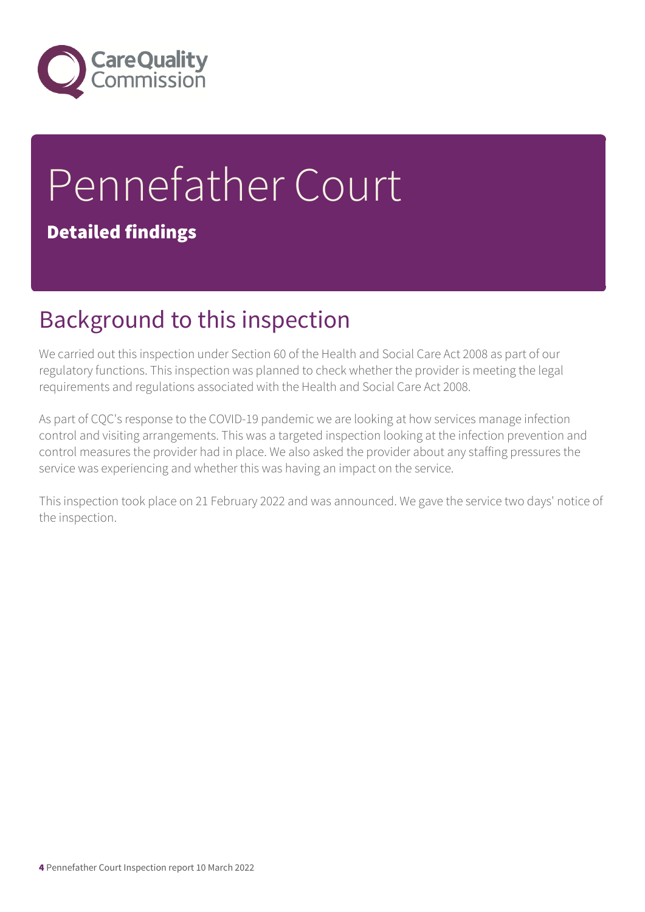# Pennefather Court

**Detailed findings**

## Background to this inspection

We carried out this inspection under Section 60 of the Health and Social Care Act 2008 as part of our regulatory functions. This inspection was planned to check whether the provider is meeting the legal requirements and regulations associated with the Health and Social Care Act 2008.

As part of CQC's response to the COVID-19 pandemic we are looking at how services manage infection control and visiting arrangements. This was a targeted inspection looking at the infection prevention and control measures the provider had in place. We also asked the provider about any staffing pressures the service was experiencing and whether this was having an impact on the service.

This inspection took place on 21 February 2022 and was announced. We gave the service two days' notice of the inspection.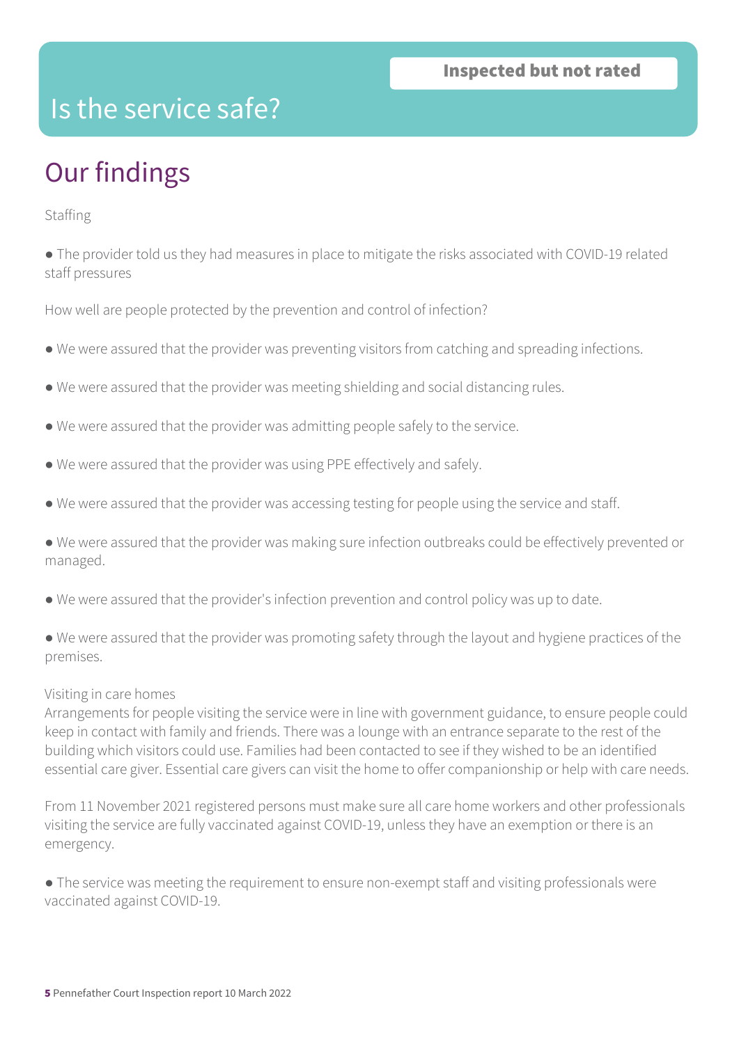# Is the service safe?

**Inspected but not rated**

## Our findings

Staffing

- The provider told us they had measures in place to mitigate the risks associated with COVID-19 related staff pressures

How well are people protected by the prevention and control of infection?

- We were assured that the provider was preventing visitors from catching and spreading infections.
- We were assured that the provider was meeting shielding and social distancing rules.
- We were assured that the provider was admitting people safely to the service.
- We were assured that the provider was using PPE effectively and safely.
- We were assured that the provider was accessing testing for people using the service and staff.
- We were assured that the provider was making sure infection outbreaks could be effectively prevented or managed.
- We were assured that the provider's infection prevention and control policy was up to date.
- We were assured that the provider was promoting safety through the layout and hygiene practices of the premises.

Visiting in care homes
Arrangements for people visiting the service were in line with government guidance, to ensure people could keep in contact with family and friends. There was a lounge with an entrance separate to the rest of the building which visitors could use. Families had been contacted to see if they wished to be an identified essential care giver. Essential care givers can visit the home to offer companionship or help with care needs.

From 11 November 2021 registered persons must make sure all care home workers and other professionals visiting the service are fully vaccinated against COVID-19, unless they have an exemption or there is an emergency.

- The service was meeting the requirement to ensure non-exempt staff and visiting professionals were vaccinated against COVID-19.